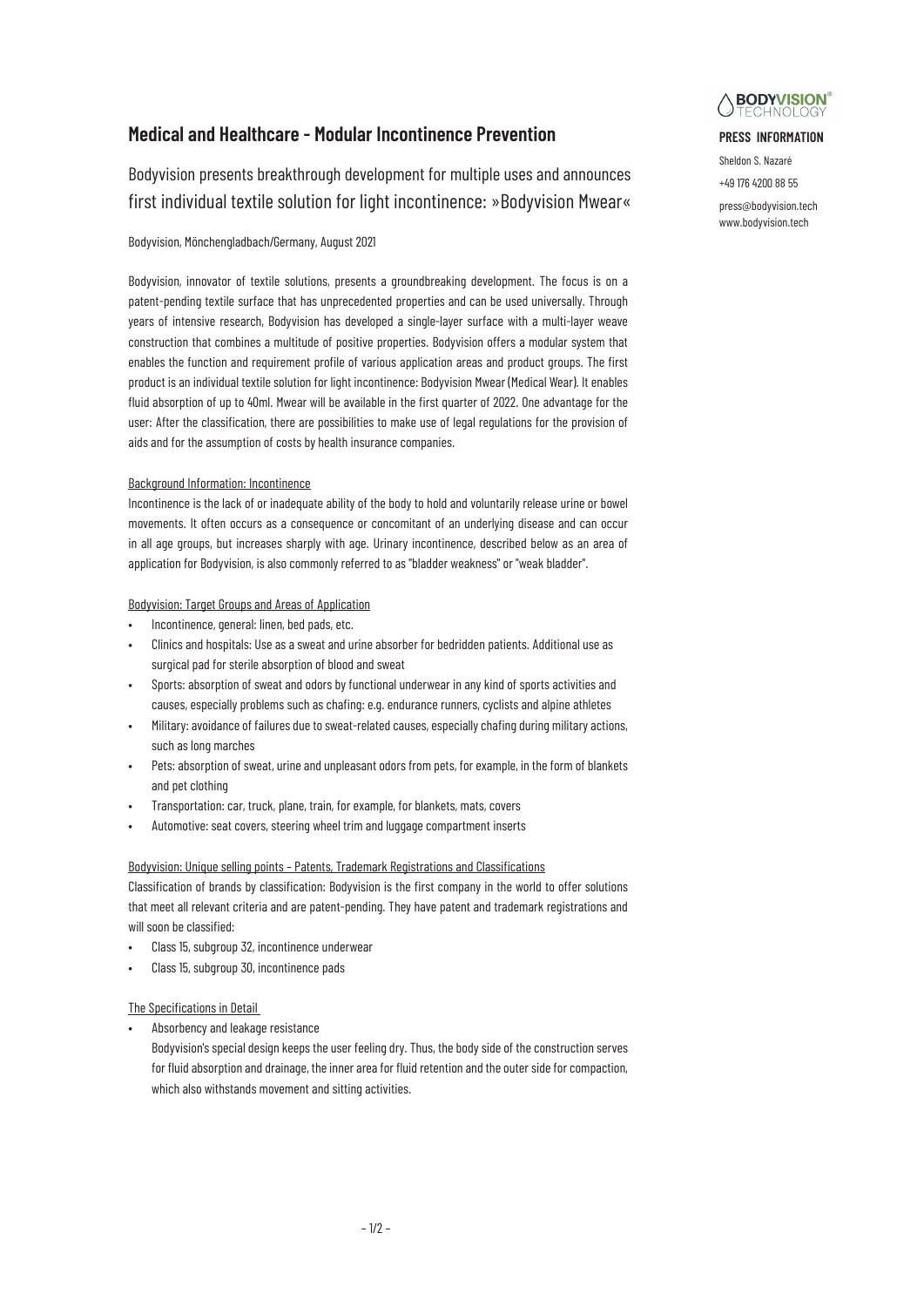## Medical and Healthcare – Modular Incontinence Prevention

Bodyvision presents breakthrough development for multiple uses and announces first individual textile solution for light incontinence: »Bodyvision Mwear«

**BODYVISION® TECHNOLOGY**

**PRESS INFORMATION**

Sheldon S. Nazaré
+49 176 4200 88 55
press@bodyvision.tech
www.bodyvision.tech

Bodyvision, Mönchengladbach/Germany, August 2021

Bodyvision, innovator of textile solutions, presents a groundbreaking development. The focus is on a patent-pending textile surface that has unprecedented properties and can be used universally. Through years of intensive research, Bodyvision has developed a single-layer surface with a multi-layer weave construction that combines a multitude of positive properties. Bodyvision offers a modular system that enables the function and requirement profile of various application areas and product groups. The first product is an individual textile solution for light incontinence: Bodyvision Mwear (Medical Wear). It enables fluid absorption of up to 40ml. Mwear will be available in the first quarter of 2022. One advantage for the user: After the classification, there are possibilities to make use of legal regulations for the provision of aids and for the assumption of costs by health insurance companies.

### Background Information: Incontinence

Incontinence is the lack of or inadequate ability of the body to hold and voluntarily release urine or bowel movements. It often occurs as a consequence or concomitant of an underlying disease and can occur in all age groups, but increases sharply with age. Urinary incontinence, described below as an area of application for Bodyvision, is also commonly referred to as "bladder weakness" or "weak bladder".

### Bodyvision: Target Groups and Areas of Application

- Incontinence, general: linen, bed pads, etc.
- Clinics and hospitals: Use as a sweat and urine absorber for bedridden patients. Additional use as surgical pad for sterile absorption of blood and sweat
- Sports: absorption of sweat and odors by functional underwear in any kind of sports activities and causes, especially problems such as chafing: e.g. endurance runners, cyclists and alpine athletes
- Military: avoidance of failures due to sweat-related causes, especially chafing during military actions, such as long marches
- Pets: absorption of sweat, urine and unpleasant odors from pets, for example, in the form of blankets and pet clothing
- Transportation: car, truck, plane, train, for example, for blankets, mats, covers
- Automotive: seat covers, steering wheel trim and luggage compartment inserts

### Bodyvision: Unique selling points – Patents, Trademark Registrations and Classifications

Classification of brands by classification: Bodyvision is the first company in the world to offer solutions that meet all relevant criteria and are patent-pending. They have patent and trademark registrations and will soon be classified:

- Class 15, subgroup 32, incontinence underwear
- Class 15, subgroup 30, incontinence pads

### The Specifications in Detail

- Absorbency and leakage resistance
  Bodyvision's special design keeps the user feeling dry. Thus, the body side of the construction serves for fluid absorption and drainage, the inner area for fluid retention and the outer side for compaction, which also withstands movement and sitting activities.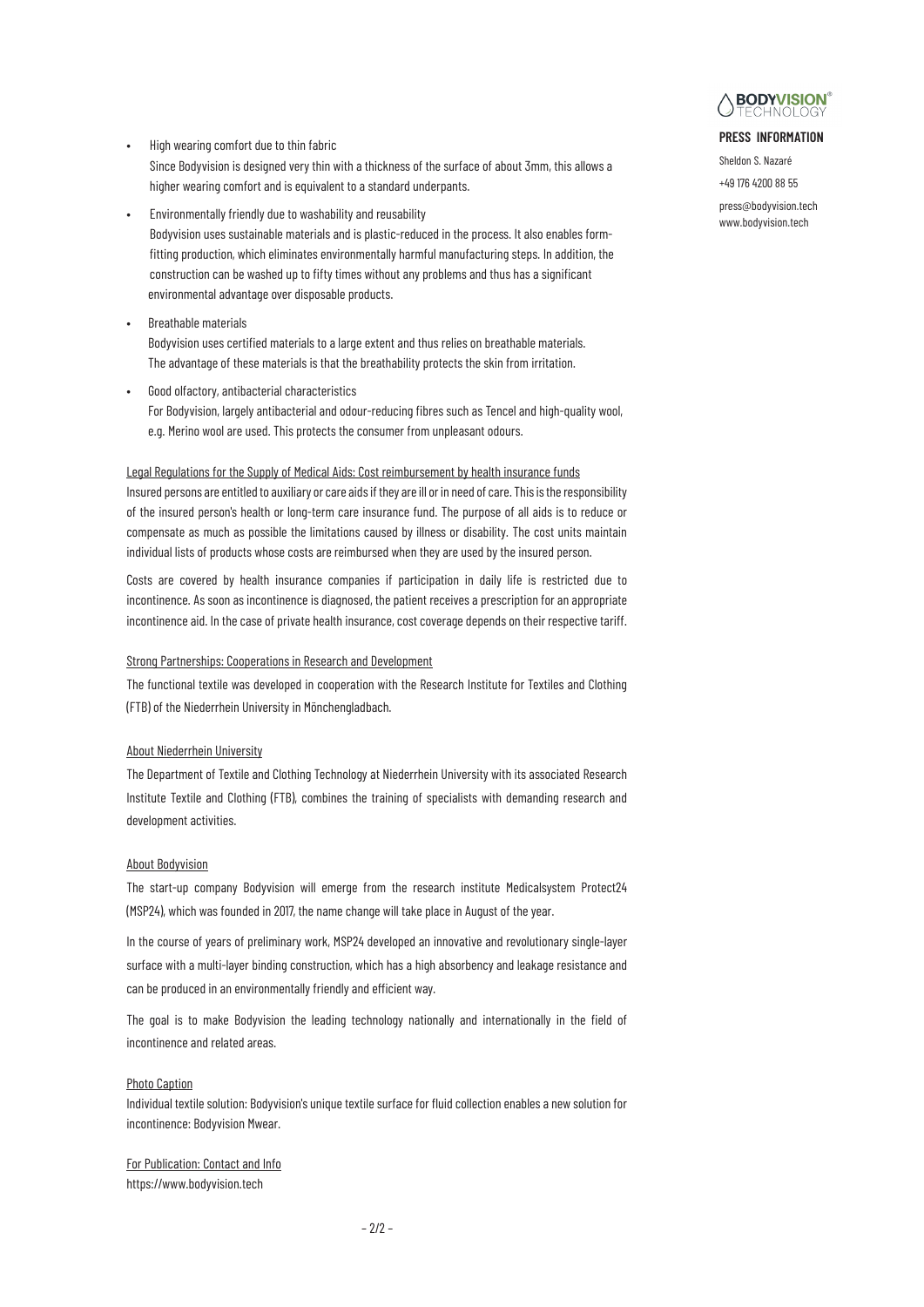- High wearing comfort due to thin fabric
  Since Bodyvision is designed very thin with a thickness of the surface of about 3mm, this allows a higher wearing comfort and is equivalent to a standard underpants.
- Environmentally friendly due to washability and reusability
  Bodyvision uses sustainable materials and is plastic-reduced in the process. It also enables form-fitting production, which eliminates environmentally harmful manufacturing steps. In addition, the construction can be washed up to fifty times without any problems and thus has a significant environmental advantage over disposable products.
- Breathable materials
  Bodyvision uses certified materials to a large extent and thus relies on breathable materials. The advantage of these materials is that the breathability protects the skin from irritation.
- Good olfactory, antibacterial characteristics
  For Bodyvision, largely antibacterial and odour-reducing fibres such as Tencel and high-quality wool, e.g. Merino wool are used. This protects the consumer from unpleasant odours.

PRESS INFORMATION

Sheldon S. Nazaré
+49 176 4200 88 55
press@bodyvision.tech
www.bodyvision.tech

Legal Regulations for the Supply of Medical Aids: Cost reimbursement by health insurance funds

Insured persons are entitled to auxiliary or care aids if they are ill or in need of care. This is the responsibility of the insured person's health or long-term care insurance fund. The purpose of all aids is to reduce or compensate as much as possible the limitations caused by illness or disability. The cost units maintain individual lists of products whose costs are reimbursed when they are used by the insured person.

Costs are covered by health insurance companies if participation in daily life is restricted due to incontinence. As soon as incontinence is diagnosed, the patient receives a prescription for an appropriate incontinence aid. In the case of private health insurance, cost coverage depends on their respective tariff.

Strong Partnerships: Cooperations in Research and Development

The functional textile was developed in cooperation with the Research Institute for Textiles and Clothing (FTB) of the Niederrhein University in Mönchengladbach.

About Niederrhein University

The Department of Textile and Clothing Technology at Niederrhein University with its associated Research Institute Textile and Clothing (FTB), combines the training of specialists with demanding research and development activities.

About Bodyvision

The start-up company Bodyvision will emerge from the research institute Medicalsystem Protect24 (MSP24), which was founded in 2017, the name change will take place in August of the year.

In the course of years of preliminary work, MSP24 developed an innovative and revolutionary single-layer surface with a multi-layer binding construction, which has a high absorbency and leakage resistance and can be produced in an environmentally friendly and efficient way.

The goal is to make Bodyvision the leading technology nationally and internationally in the field of incontinence and related areas.

Photo Caption

Individual textile solution: Bodyvision's unique textile surface for fluid collection enables a new solution for incontinence: Bodyvision Mwear.

For Publication: Contact and Info

https://www.bodyvision.tech